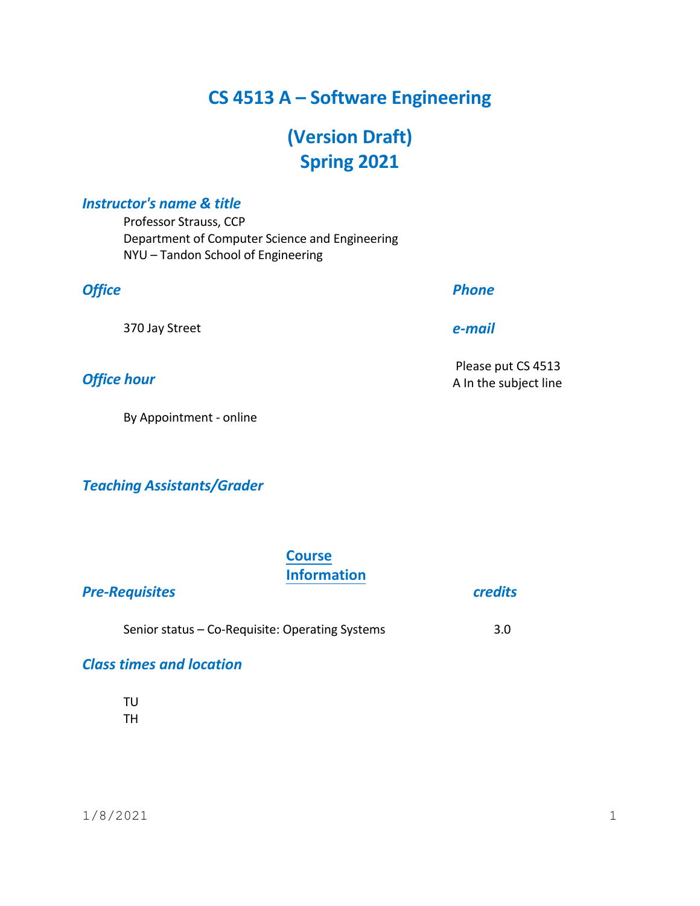# CS 4513 A – Software Engineering

## (Version Draft)
## Spring 2021

### *Instructor's name & title*

Professor Strauss, CCP
Department of Computer Science and Engineering
NYU – Tandon School of Engineering

### *Office*

370 Jay Street

### *Phone*

### *e-mail*

Please put CS 4513 A In the subject line

### *Office hour*

By Appointment - online

### *Teaching Assistants/Grader*

## Course Information

### *Pre-Requisites*

Senior status – Co-Requisite: Operating Systems

### *credits*

3.0

### *Class times and location*

TU
TH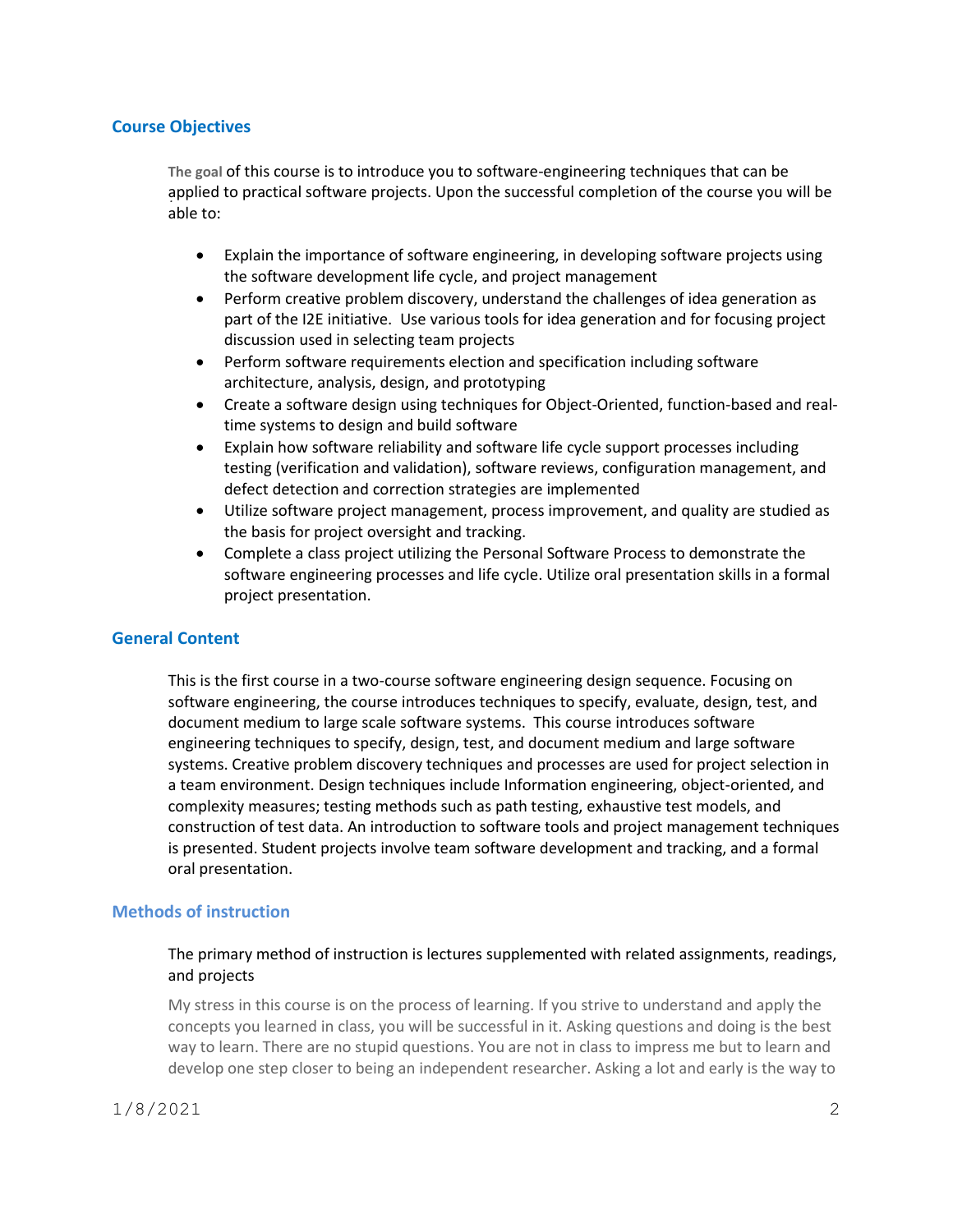## Course Objectives

The goal of this course is to introduce you to software-engineering techniques that can be applied to practical software projects. Upon the successful completion of the course you will be able to:

- Explain the importance of software engineering, in developing software projects using the software development life cycle, and project management
- Perform creative problem discovery, understand the challenges of idea generation as part of the I2E initiative. Use various tools for idea generation and for focusing project discussion used in selecting team projects
- Perform software requirements election and specification including software architecture, analysis, design, and prototyping
- Create a software design using techniques for Object-Oriented, function-based and real-time systems to design and build software
- Explain how software reliability and software life cycle support processes including testing (verification and validation), software reviews, configuration management, and defect detection and correction strategies are implemented
- Utilize software project management, process improvement, and quality are studied as the basis for project oversight and tracking.
- Complete a class project utilizing the Personal Software Process to demonstrate the software engineering processes and life cycle. Utilize oral presentation skills in a formal project presentation.

## General Content

This is the first course in a two-course software engineering design sequence. Focusing on software engineering, the course introduces techniques to specify, evaluate, design, test, and document medium to large scale software systems. This course introduces software engineering techniques to specify, design, test, and document medium and large software systems. Creative problem discovery techniques and processes are used for project selection in a team environment. Design techniques include Information engineering, object-oriented, and complexity measures; testing methods such as path testing, exhaustive test models, and construction of test data. An introduction to software tools and project management techniques is presented. Student projects involve team software development and tracking, and a formal oral presentation.

## Methods of instruction

The primary method of instruction is lectures supplemented with related assignments, readings, and projects

My stress in this course is on the process of learning. If you strive to understand and apply the concepts you learned in class, you will be successful in it. Asking questions and doing is the best way to learn. There are no stupid questions. You are not in class to impress me but to learn and develop one step closer to being an independent researcher. Asking a lot and early is the way to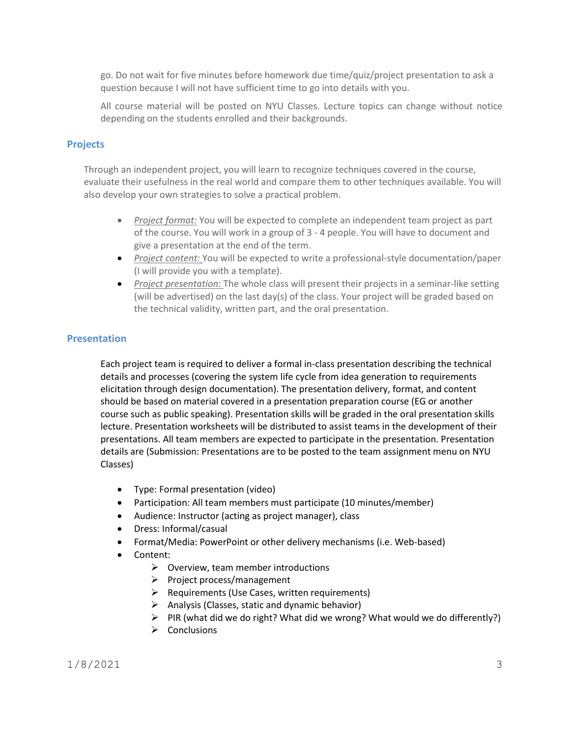go. Do not wait for five minutes before homework due time/quiz/project presentation to ask a question because I will not have sufficient time to go into details with you.

All course material will be posted on NYU Classes. Lecture topics can change without notice depending on the students enrolled and their backgrounds.

## Projects

Through an independent project, you will learn to recognize techniques covered in the course, evaluate their usefulness in the real world and compare them to other techniques available. You will also develop your own strategies to solve a practical problem.

- *Project format:* You will be expected to complete an independent team project as part of the course. You will work in a group of 3 - 4 people. You will have to document and give a presentation at the end of the term.
- *Project content:* You will be expected to write a professional-style documentation/paper (I will provide you with a template).
- *Project presentation:* The whole class will present their projects in a seminar-like setting (will be advertised) on the last day(s) of the class. Your project will be graded based on the technical validity, written part, and the oral presentation.

## Presentation

Each project team is required to deliver a formal in-class presentation describing the technical details and processes (covering the system life cycle from idea generation to requirements elicitation through design documentation). The presentation delivery, format, and content should be based on material covered in a presentation preparation course (EG or another course such as public speaking). Presentation skills will be graded in the oral presentation skills lecture. Presentation worksheets will be distributed to assist teams in the development of their presentations. All team members are expected to participate in the presentation. Presentation details are (Submission: Presentations are to be posted to the team assignment menu on NYU Classes)

- Type: Formal presentation (video)
- Participation: All team members must participate (10 minutes/member)
- Audience: Instructor (acting as project manager), class
- Dress: Informal/casual
- Format/Media: PowerPoint or other delivery mechanisms (i.e. Web-based)
- Content:
  - Overview, team member introductions
  - Project process/management
  - Requirements (Use Cases, written requirements)
  - Analysis (Classes, static and dynamic behavior)
  - PIR (what did we do right? What did we wrong? What would we do differently?)
  - Conclusions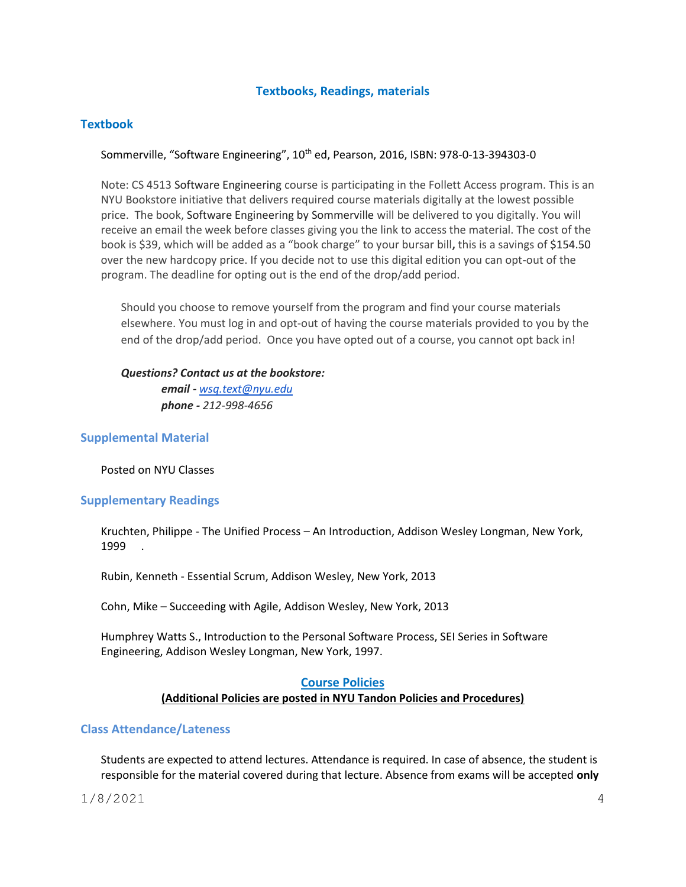## Textbooks, Readings, materials

### Textbook

Sommerville, "Software Engineering", 10th ed, Pearson, 2016, ISBN: 978-0-13-394303-0

Note: CS 4513 Software Engineering course is participating in the Follett Access program. This is an NYU Bookstore initiative that delivers required course materials digitally at the lowest possible price. The book, Software Engineering by Sommerville will be delivered to you digitally. You will receive an email the week before classes giving you the link to access the material. The cost of the book is $39, which will be added as a "book charge" to your bursar bill**,** this is a savings of $154.50 over the new hardcopy price. If you decide not to use this digital edition you can opt-out of the program. The deadline for opting out is the end of the drop/add period.

Should you choose to remove yourself from the program and find your course materials elsewhere. You must log in and opt-out of having the course materials provided to you by the end of the drop/add period. Once you have opted out of a course, you cannot opt back in!

***Questions? Contact us at the bookstore:***

***email -*** *wsq.text@nyu.edu*

***phone -*** *212-998-4656*

### Supplemental Material

Posted on NYU Classes

### Supplementary Readings

Kruchten, Philippe - The Unified Process – An Introduction, Addison Wesley Longman, New York, 1999 .

Rubin, Kenneth - Essential Scrum, Addison Wesley, New York, 2013

Cohn, Mike – Succeeding with Agile, Addison Wesley, New York, 2013

Humphrey Watts S., Introduction to the Personal Software Process, SEI Series in Software Engineering, Addison Wesley Longman, New York, 1997.

## Course Policies

**(Additional Policies are posted in NYU Tandon Policies and Procedures)**

### Class Attendance/Lateness

Students are expected to attend lectures. Attendance is required. In case of absence, the student is responsible for the material covered during that lecture. Absence from exams will be accepted **only**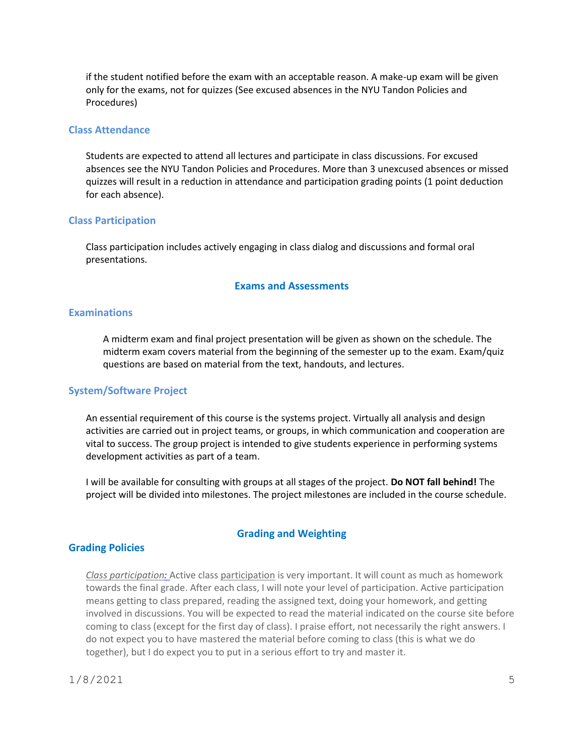if the student notified before the exam with an acceptable reason. A make-up exam will be given only for the exams, not for quizzes (See excused absences in the NYU Tandon Policies and Procedures)

### Class Attendance

Students are expected to attend all lectures and participate in class discussions. For excused absences see the NYU Tandon Policies and Procedures. More than 3 unexcused absences or missed quizzes will result in a reduction in attendance and participation grading points (1 point deduction for each absence).

### Class Participation

Class participation includes actively engaging in class dialog and discussions and formal oral presentations.

## Exams and Assessments

### Examinations

A midterm exam and final project presentation will be given as shown on the schedule. The midterm exam covers material from the beginning of the semester up to the exam. Exam/quiz questions are based on material from the text, handouts, and lectures.

### System/Software Project

An essential requirement of this course is the systems project. Virtually all analysis and design activities are carried out in project teams, or groups, in which communication and cooperation are vital to success. The group project is intended to give students experience in performing systems development activities as part of a team.

I will be available for consulting with groups at all stages of the project. **Do NOT fall behind!** The project will be divided into milestones. The project milestones are included in the course schedule.

## Grading and Weighting

### Grading Policies

*Class participation:* Active class participation is very important. It will count as much as homework towards the final grade. After each class, I will note your level of participation. Active participation means getting to class prepared, reading the assigned text, doing your homework, and getting involved in discussions. You will be expected to read the material indicated on the course site before coming to class (except for the first day of class). I praise effort, not necessarily the right answers. I do not expect you to have mastered the material before coming to class (this is what we do together), but I do expect you to put in a serious effort to try and master it.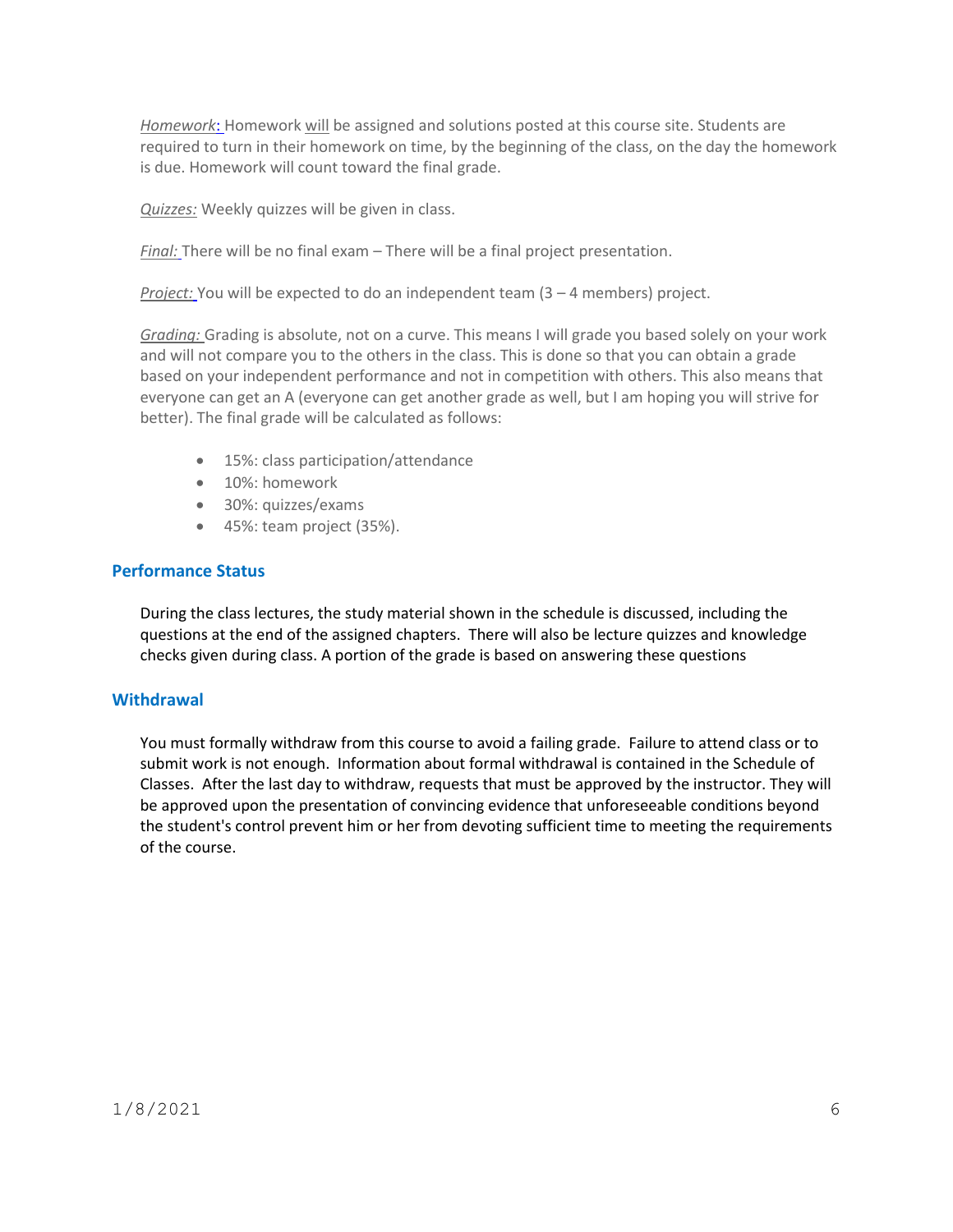*Homework*: Homework will be assigned and solutions posted at this course site. Students are required to turn in their homework on time, by the beginning of the class, on the day the homework is due. Homework will count toward the final grade.

*Quizzes:* Weekly quizzes will be given in class.

*Final:* There will be no final exam – There will be a final project presentation.

*Project:* You will be expected to do an independent team (3 – 4 members) project.

*Grading:* Grading is absolute, not on a curve. This means I will grade you based solely on your work and will not compare you to the others in the class. This is done so that you can obtain a grade based on your independent performance and not in competition with others. This also means that everyone can get an A (everyone can get another grade as well, but I am hoping you will strive for better). The final grade will be calculated as follows:

- 15%: class participation/attendance
- 10%: homework
- 30%: quizzes/exams
- 45%: team project (35%).

## Performance Status

During the class lectures, the study material shown in the schedule is discussed, including the questions at the end of the assigned chapters. There will also be lecture quizzes and knowledge checks given during class. A portion of the grade is based on answering these questions

## Withdrawal

You must formally withdraw from this course to avoid a failing grade. Failure to attend class or to submit work is not enough. Information about formal withdrawal is contained in the Schedule of Classes. After the last day to withdraw, requests that must be approved by the instructor. They will be approved upon the presentation of convincing evidence that unforeseeable conditions beyond the student's control prevent him or her from devoting sufficient time to meeting the requirements of the course.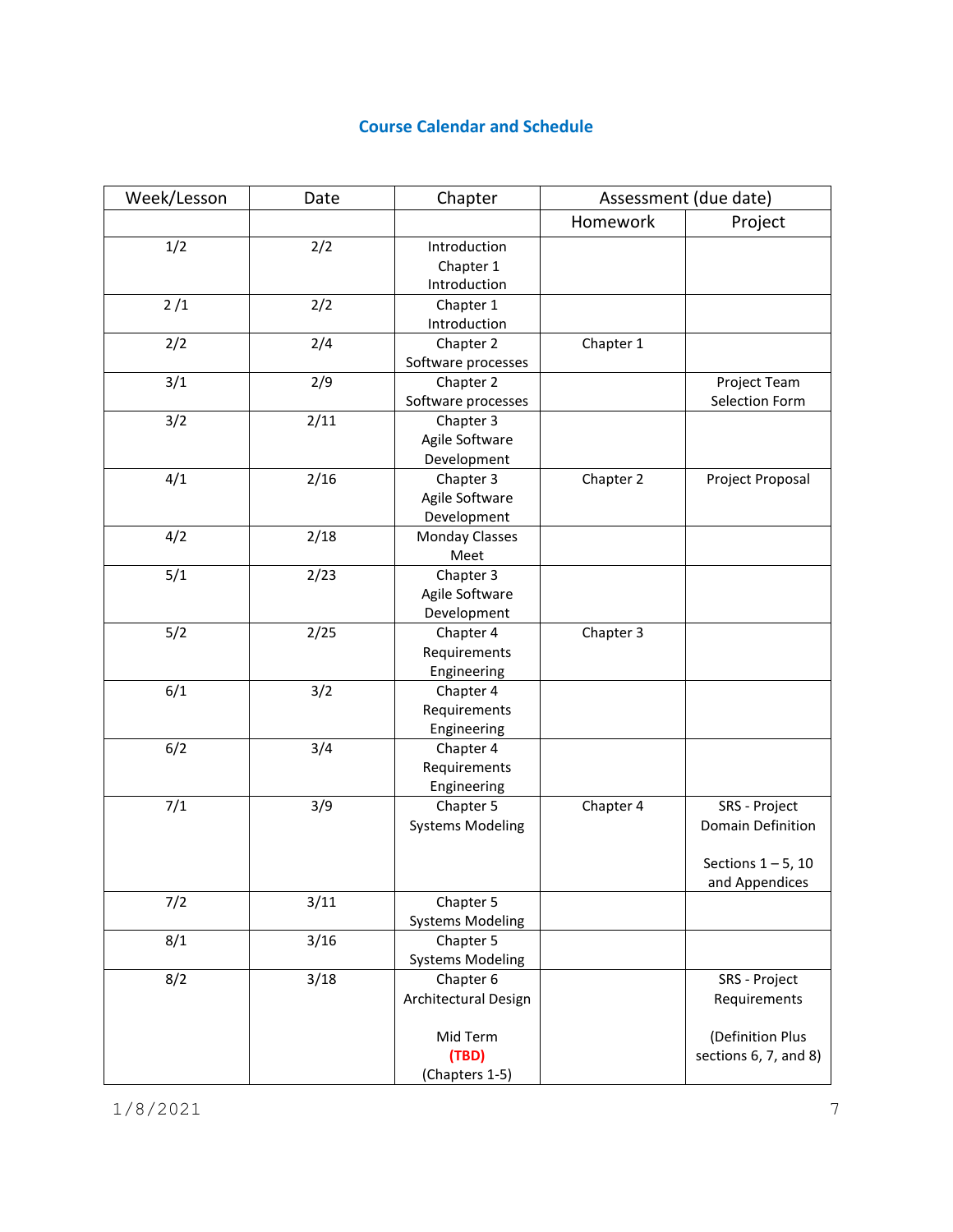## Course Calendar and Schedule

| Week/Lesson | Date | Chapter | Assessment (due date) | |
|---|---|---|---|---|
| | | | Homework | Project |
| 1/2 | 2/2 | Introduction Chapter 1 Introduction | | |
| 2 /1 | 2/2 | Chapter 1 Introduction | | |
| 2/2 | 2/4 | Chapter 2 Software processes | Chapter 1 | |
| 3/1 | 2/9 | Chapter 2 Software processes | | Project Team Selection Form |
| 3/2 | 2/11 | Chapter 3 Agile Software Development | | |
| 4/1 | 2/16 | Chapter 3 Agile Software Development | Chapter 2 | Project Proposal |
| 4/2 | 2/18 | Monday Classes Meet | | |
| 5/1 | 2/23 | Chapter 3 Agile Software Development | | |
| 5/2 | 2/25 | Chapter 4 Requirements Engineering | Chapter 3 | |
| 6/1 | 3/2 | Chapter 4 Requirements Engineering | | |
| 6/2 | 3/4 | Chapter 4 Requirements Engineering | | |
| 7/1 | 3/9 | Chapter 5 Systems Modeling | Chapter 4 | SRS - Project Domain Definition<br><br>Sections 1 – 5, 10 and Appendices |
| 7/2 | 3/11 | Chapter 5 Systems Modeling | | |
| 8/1 | 3/16 | Chapter 5 Systems Modeling | | |
| 8/2 | 3/18 | Chapter 6 Architectural Design<br><br>Mid Term **(TBD)** (Chapters 1-5) | | SRS - Project Requirements<br><br>(Definition Plus sections 6, 7, and 8) |

1/8/2021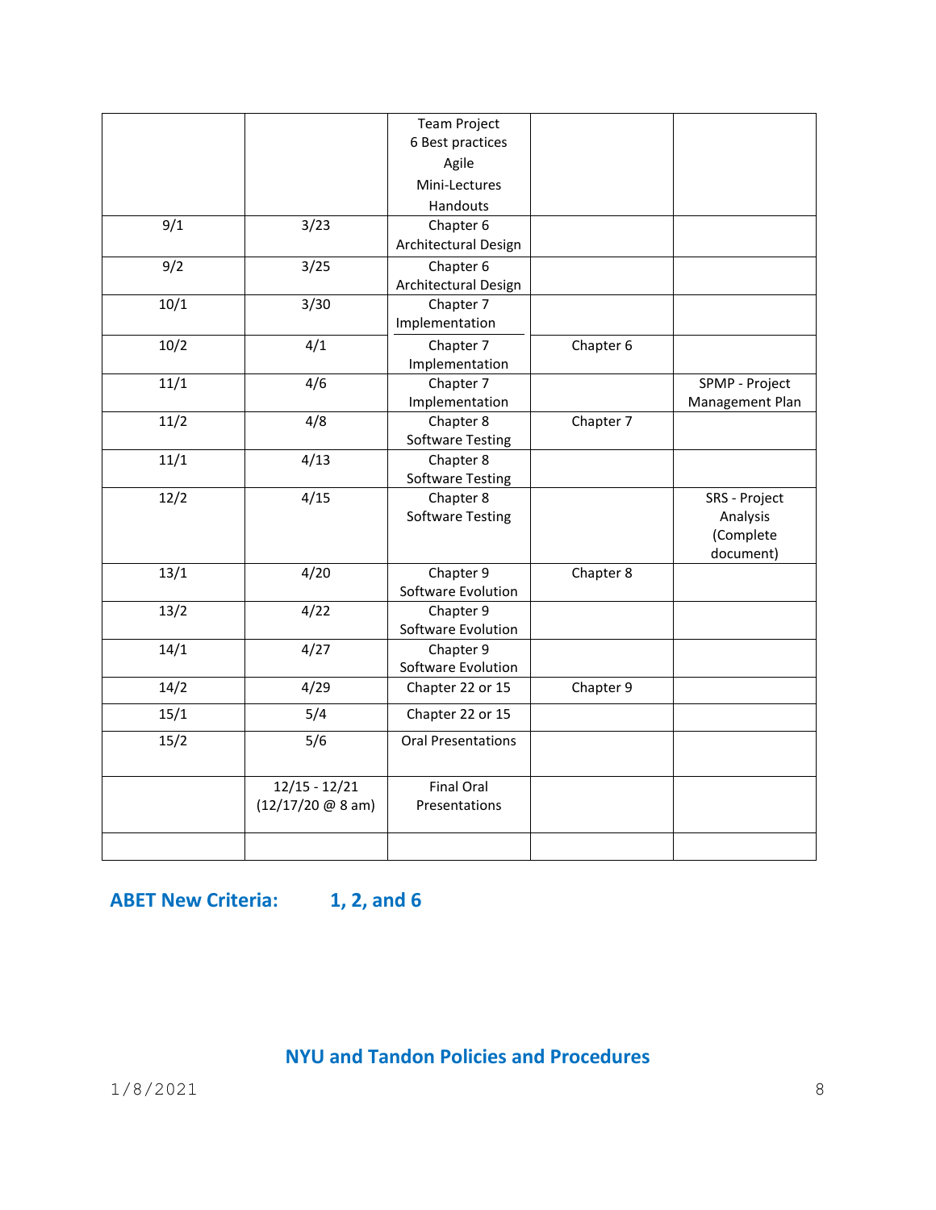| | | | | |
|---|---|---|---|---|
| | | Team Project<br>6 Best practices<br>Agile<br>Mini-Lectures<br>Handouts | | |
| 9/1 | 3/23 | Chapter 6<br>Architectural Design | | |
| 9/2 | 3/25 | Chapter 6<br>Architectural Design | | |
| 10/1 | 3/30 | Chapter 7<br>Implementation | | |
| 10/2 | 4/1 | Chapter 7<br>Implementation | Chapter 6 | |
| 11/1 | 4/6 | Chapter 7<br>Implementation | | SPMP - Project Management Plan |
| 11/2 | 4/8 | Chapter 8<br>Software Testing | Chapter 7 | |
| 11/1 | 4/13 | Chapter 8<br>Software Testing | | |
| 12/2 | 4/15 | Chapter 8<br>Software Testing | | SRS - Project Analysis (Complete document) |
| 13/1 | 4/20 | Chapter 9<br>Software Evolution | Chapter 8 | |
| 13/2 | 4/22 | Chapter 9<br>Software Evolution | | |
| 14/1 | 4/27 | Chapter 9<br>Software Evolution | | |
| 14/2 | 4/29 | Chapter 22 or 15 | Chapter 9 | |
| 15/1 | 5/4 | Chapter 22 or 15 | | |
| 15/2 | 5/6 | Oral Presentations | | |
| | 12/15 - 12/21<br>(12/17/20 @ 8 am) | Final Oral Presentations | | |
| | | | | |

**ABET New Criteria: 1, 2, and 6**

## NYU and Tandon Policies and Procedures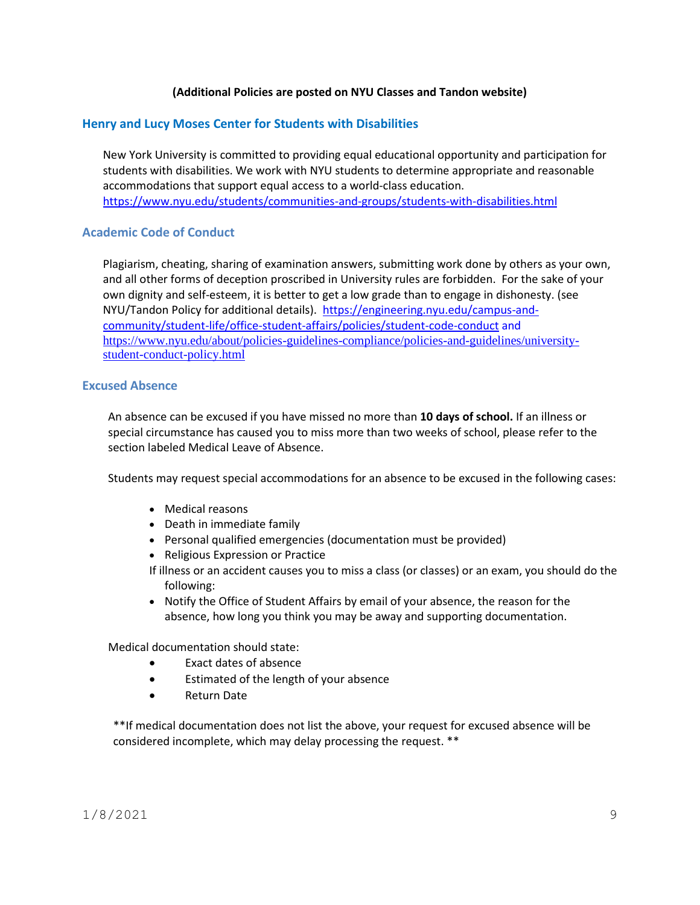**(Additional Policies are posted on NYU Classes and Tandon website)**

## Henry and Lucy Moses Center for Students with Disabilities

New York University is committed to providing equal educational opportunity and participation for students with disabilities. We work with NYU students to determine appropriate and reasonable accommodations that support equal access to a world-class education. https://www.nyu.edu/students/communities-and-groups/students-with-disabilities.html

## Academic Code of Conduct

Plagiarism, cheating, sharing of examination answers, submitting work done by others as your own, and all other forms of deception proscribed in University rules are forbidden. For the sake of your own dignity and self-esteem, it is better to get a low grade than to engage in dishonesty. (see NYU/Tandon Policy for additional details). https://engineering.nyu.edu/campus-and-community/student-life/office-student-affairs/policies/student-code-conduct and https://www.nyu.edu/about/policies-guidelines-compliance/policies-and-guidelines/university-student-conduct-policy.html

## Excused Absence

An absence can be excused if you have missed no more than **10 days of school.** If an illness or special circumstance has caused you to miss more than two weeks of school, please refer to the section labeled Medical Leave of Absence.

Students may request special accommodations for an absence to be excused in the following cases:

- Medical reasons
- Death in immediate family
- Personal qualified emergencies (documentation must be provided)
- Religious Expression or Practice

If illness or an accident causes you to miss a class (or classes) or an exam, you should do the following:

- Notify the Office of Student Affairs by email of your absence, the reason for the absence, how long you think you may be away and supporting documentation.

Medical documentation should state:

- Exact dates of absence
- Estimated of the length of your absence
- Return Date

**If medical documentation does not list the above, your request for excused absence will be considered incomplete, which may delay processing the request. **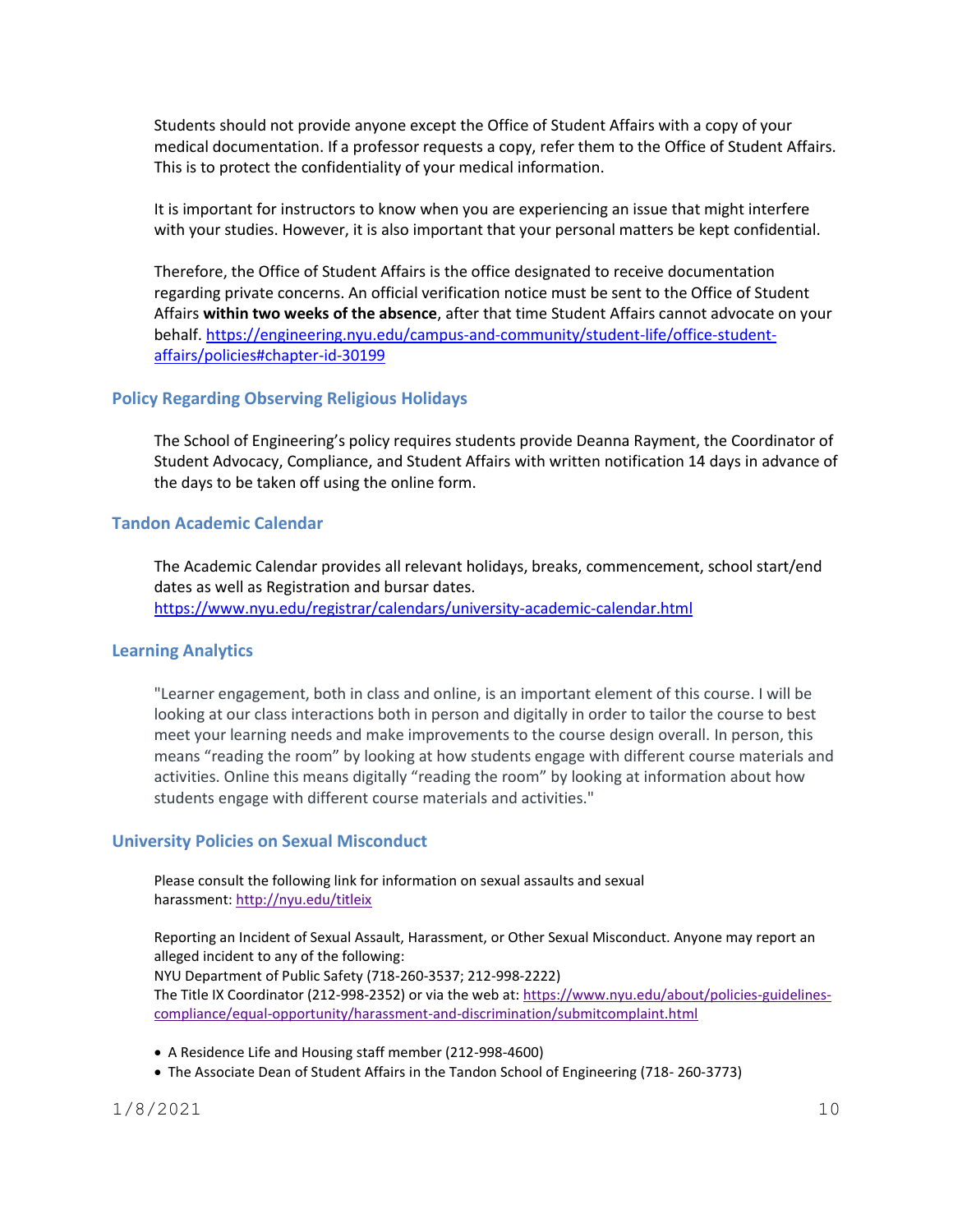Students should not provide anyone except the Office of Student Affairs with a copy of your medical documentation. If a professor requests a copy, refer them to the Office of Student Affairs. This is to protect the confidentiality of your medical information.

It is important for instructors to know when you are experiencing an issue that might interfere with your studies. However, it is also important that your personal matters be kept confidential.

Therefore, the Office of Student Affairs is the office designated to receive documentation regarding private concerns. An official verification notice must be sent to the Office of Student Affairs **within two weeks of the absence**, after that time Student Affairs cannot advocate on your behalf. https://engineering.nyu.edu/campus-and-community/student-life/office-student-affairs/policies#chapter-id-30199

## Policy Regarding Observing Religious Holidays

The School of Engineering's policy requires students provide Deanna Rayment, the Coordinator of Student Advocacy, Compliance, and Student Affairs with written notification 14 days in advance of the days to be taken off using the online form.

## Tandon Academic Calendar

The Academic Calendar provides all relevant holidays, breaks, commencement, school start/end dates as well as Registration and bursar dates.
https://www.nyu.edu/registrar/calendars/university-academic-calendar.html

## Learning Analytics

"Learner engagement, both in class and online, is an important element of this course. I will be looking at our class interactions both in person and digitally in order to tailor the course to best meet your learning needs and make improvements to the course design overall. In person, this means "reading the room" by looking at how students engage with different course materials and activities. Online this means digitally "reading the room" by looking at information about how students engage with different course materials and activities."

## University Policies on Sexual Misconduct

Please consult the following link for information on sexual assaults and sexual harassment: http://nyu.edu/titleix

Reporting an Incident of Sexual Assault, Harassment, or Other Sexual Misconduct. Anyone may report an alleged incident to any of the following:
NYU Department of Public Safety (718-260-3537; 212-998-2222)
The Title IX Coordinator (212-998-2352) or via the web at: https://www.nyu.edu/about/policies-guidelines-compliance/equal-opportunity/harassment-and-discrimination/submitcomplaint.html

- A Residence Life and Housing staff member (212-998-4600)
- The Associate Dean of Student Affairs in the Tandon School of Engineering (718- 260-3773)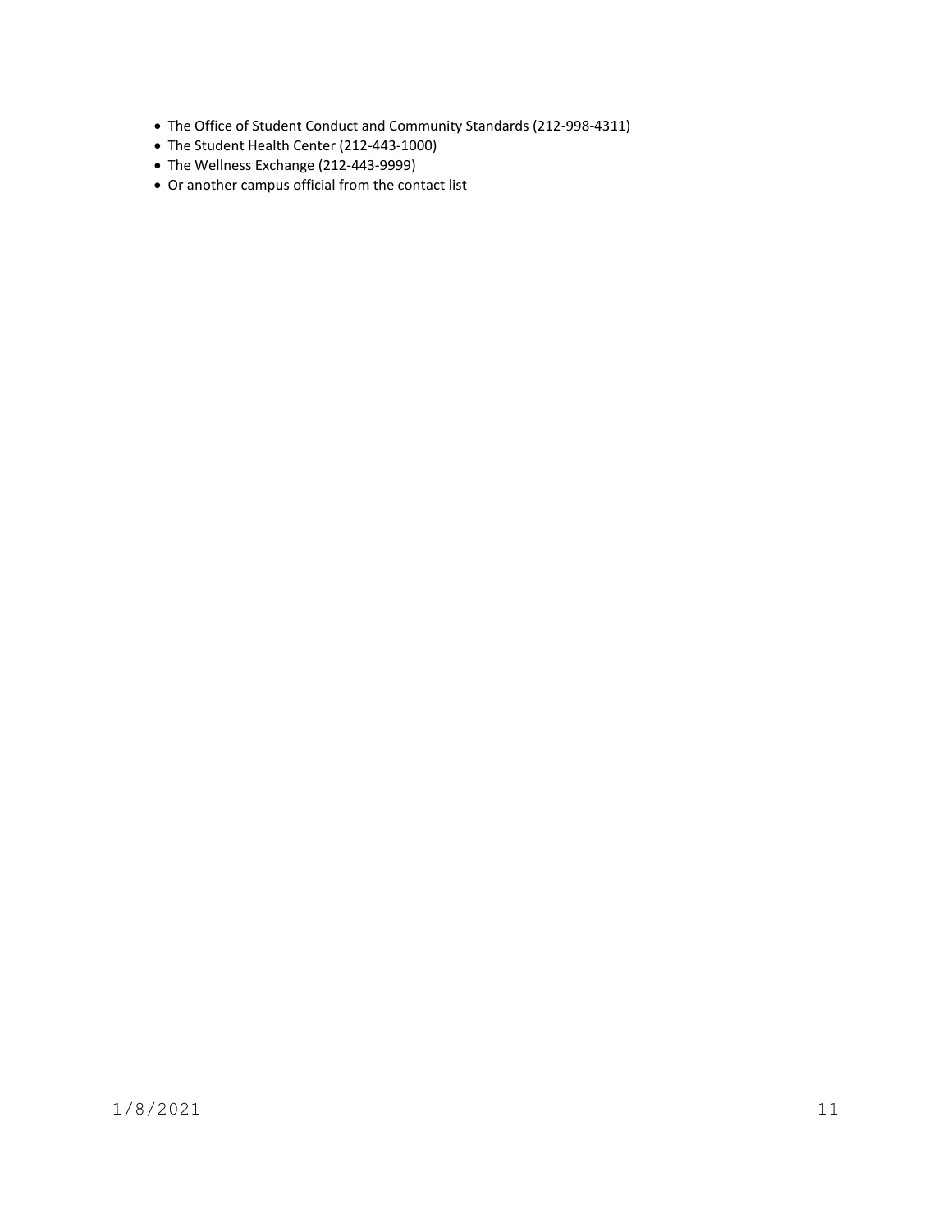- The Office of Student Conduct and Community Standards (212-998-4311)
- The Student Health Center (212-443-1000)
- The Wellness Exchange (212-443-9999)
- Or another campus official from the contact list